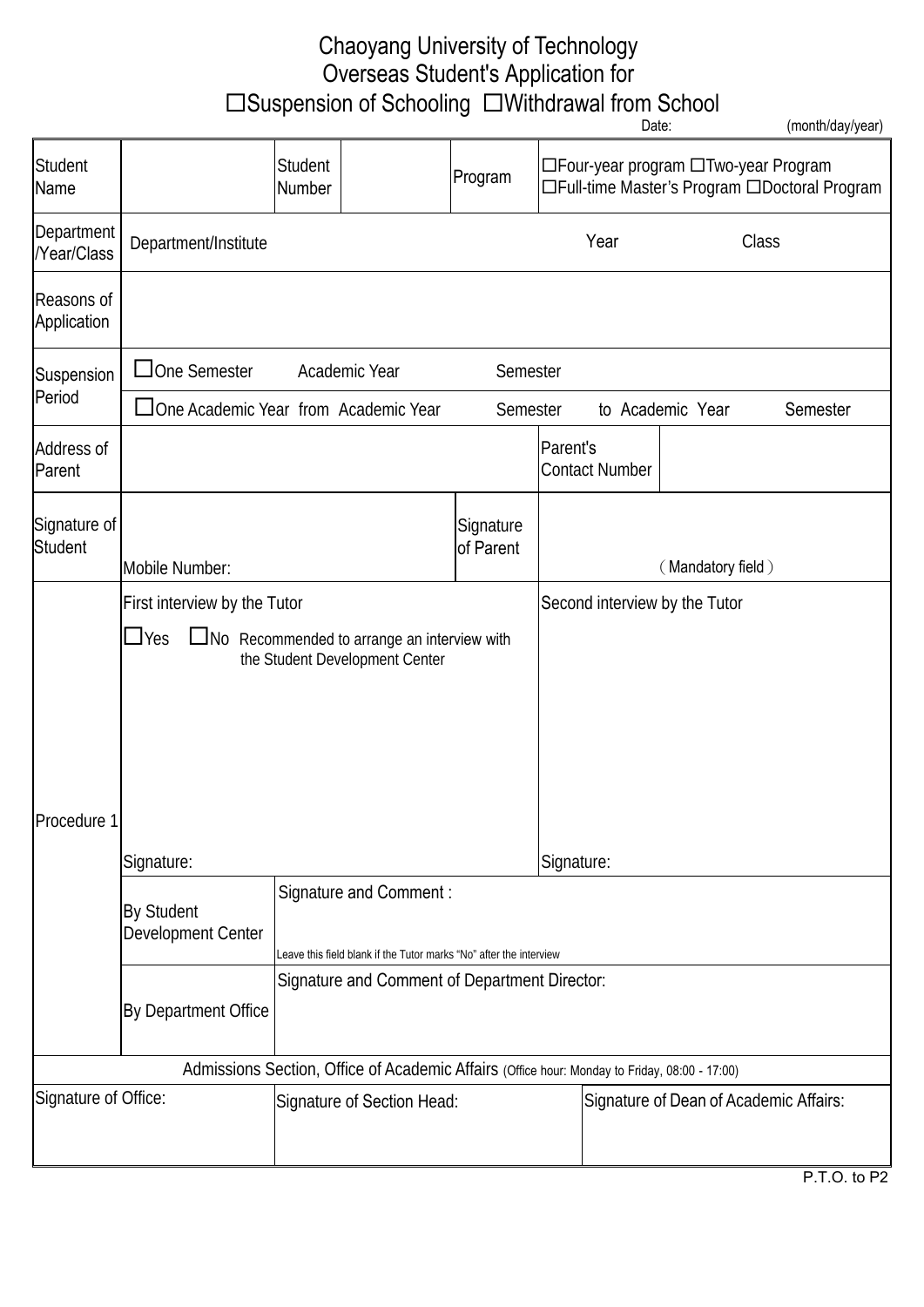# Chaoyang University of Technology
## Overseas Student's Application for
## ☐Suspension of Schooling ☐Withdrawal from School

Date: (month/day/year)

| Student Name | | Student Number | | Program | ☐Four-year program ☐Two-year Program ☐Full-time Master's Program ☐Doctoral Program |
|---|---|---|---|---|---|
| Department /Year/Class | Department/Institute Year Class | | | | |
| Reasons of Application | | | | | |
| Suspension Period | ☐One Semester Academic Year Semester | | | | |
| | ☐One Academic Year from Academic Year Semester to Academic Year Semester | | | | |
| Address of Parent | | | | Parent's Contact Number | |
| Signature of Student | Mobile Number: | | | Signature of Parent | (Mandatory field) |
| Procedure 1 | First interview by the Tutor<br>☐Yes ☐No Recommended to arrange an interview with the Student Development Center<br><br>Signature: | | | Second interview by the Tutor<br><br>Signature: | |
| | By Student Development Center | Signature and Comment :<br>Leave this field blank if the Tutor marks "No" after the interview | | | |
| | By Department Office | Signature and Comment of Department Director: | | | |

| Admissions Section, Office of Academic Affairs (Office hour: Monday to Friday, 08:00 - 17:00) | | |
|---|---|---|
| Signature of Office: | Signature of Section Head: | Signature of Dean of Academic Affairs: |

P.T.O. to P2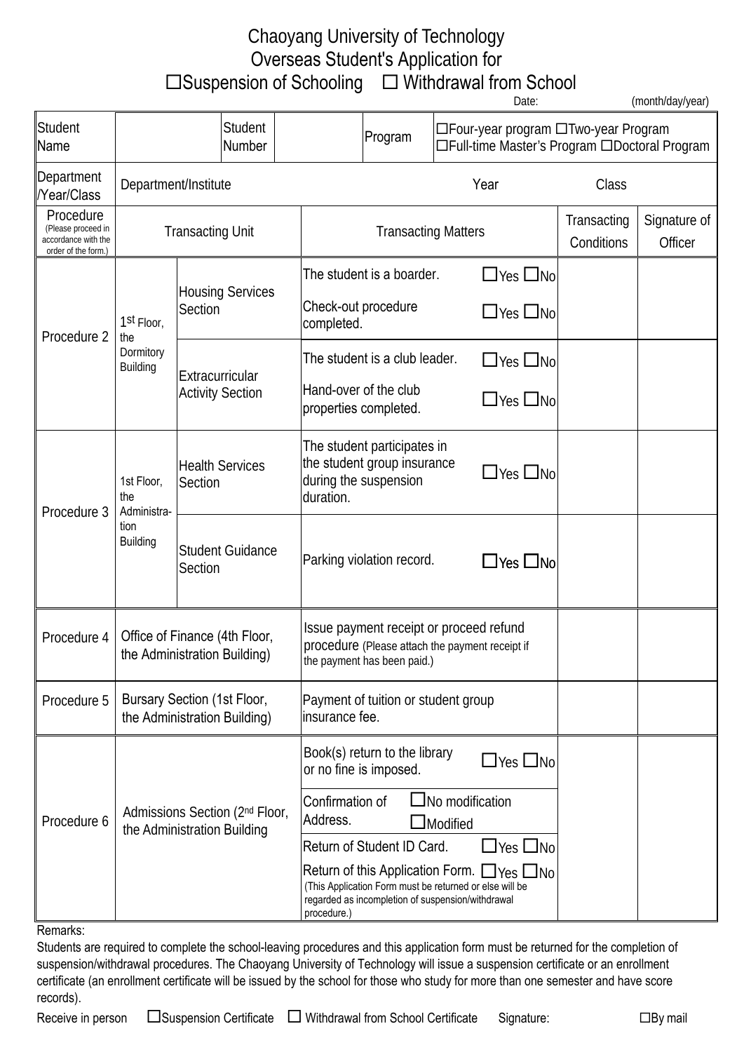# Chaoyang University of Technology
## Overseas Student's Application for
## ☐Suspension of Schooling ☐ Withdrawal from School

Date: (month/day/year)

| Student Name | | Student Number | | Program | ☐Four-year program ☐Two-year Program ☐Full-time Master's Program ☐Doctoral Program |
|---|---|---|---|---|---|
| Department /Year/Class | Department/Institute | | | Year | Class |

| Procedure (Please proceed in accordance with the order of the form.) | Transacting Unit | | Transacting Matters | Transacting Conditions | Signature of Officer |
|---|---|---|---|---|---|
| Procedure 2 | 1st Floor, the Dormitory Building | Housing Services Section | The student is a boarder. ☐Yes ☐No<br>Check-out procedure completed. ☐Yes ☐No | | |
| | | Extracurricular Activity Section | The student is a club leader. ☐Yes ☐No<br>Hand-over of the club properties completed. ☐Yes ☐No | | |
| Procedure 3 | 1st Floor, the Administration Building | Health Services Section | The student participates in the student group insurance during the suspension duration. ☐Yes ☐No | | |
| | | Student Guidance Section | Parking violation record. ☐Yes ☐No | | |
| Procedure 4 | Office of Finance (4th Floor, the Administration Building) | | Issue payment receipt or proceed refund procedure (Please attach the payment receipt if the payment has been paid.) | | |
| Procedure 5 | Bursary Section (1st Floor, the Administration Building) | | Payment of tuition or student group insurance fee. | | |
| Procedure 6 | Admissions Section (2nd Floor, the Administration Building | | Book(s) return to the library or no fine is imposed. ☐Yes ☐No<br>Confirmation of Address. ☐No modification ☐Modified<br>Return of Student ID Card. ☐Yes ☐No<br>Return of this Application Form. ☐Yes ☐No (This Application Form must be returned or else will be regarded as incompletion of suspension/withdrawal procedure.) | | |

Remarks:

Students are required to complete the school-leaving procedures and this application form must be returned for the completion of suspension/withdrawal procedures. The Chaoyang University of Technology will issue a suspension certificate or an enrollment certificate (an enrollment certificate will be issued by the school for those who study for more than one semester and have score records).

Receive in person ☐Suspension Certificate ☐ Withdrawal from School Certificate Signature: ☐By mail